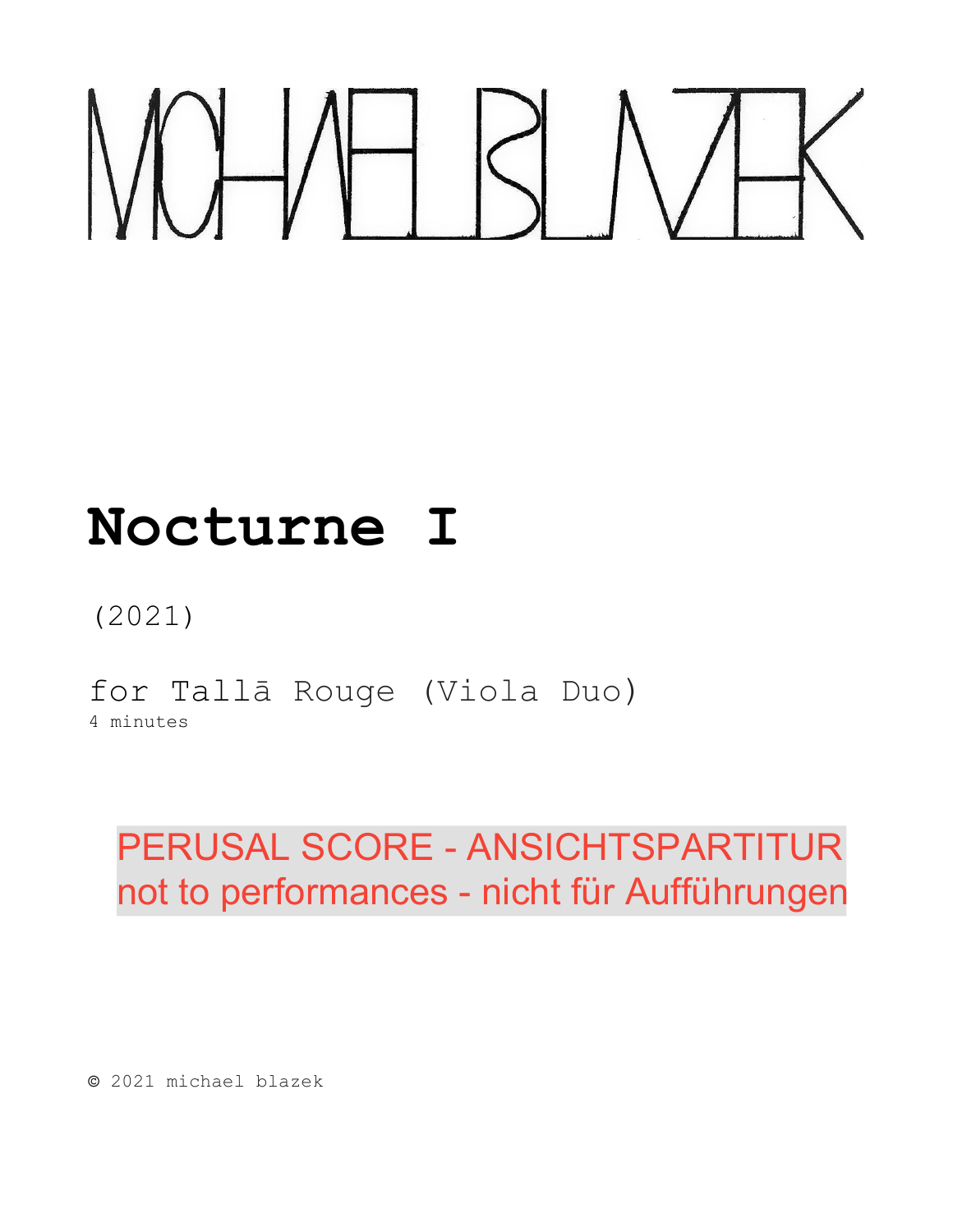MICHAEL BLAZEK

# Nocturne I

(2021)

for Tallā Rouge (Viola Duo)
4 minutes

PERUSAL SCORE - ANSICHTSPARTITUR
not to performances - nicht für Aufführungen

© 2021 michael blazek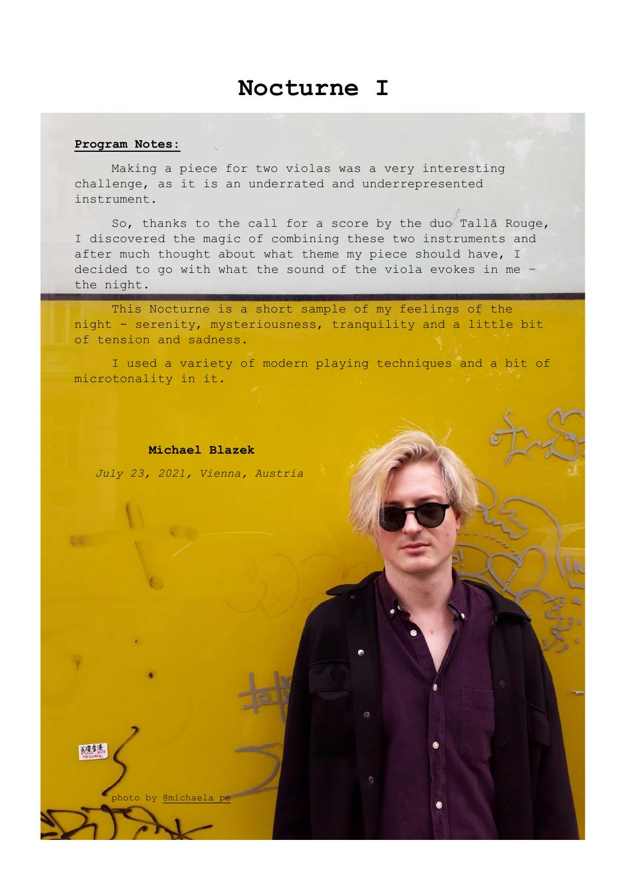# Nocturne I

**Program Notes:**

Making a piece for two violas was a very interesting challenge, as it is an underrated and underrepresented instrument.

So, thanks to the call for a score by the duo Tallā Rouge, I discovered the magic of combining these two instruments and after much thought about what theme my piece should have, I decided to go with what the sound of the viola evokes in me - the night.

This Nocturne is a short sample of my feelings of the night - serenity, mysteriousness, tranquility and a little bit of tension and sadness.

I used a variety of modern playing techniques and a bit of microtonality in it.

**Michael Blazek**

*July 23, 2021, Vienna, Austria*

photo by @michaela_pe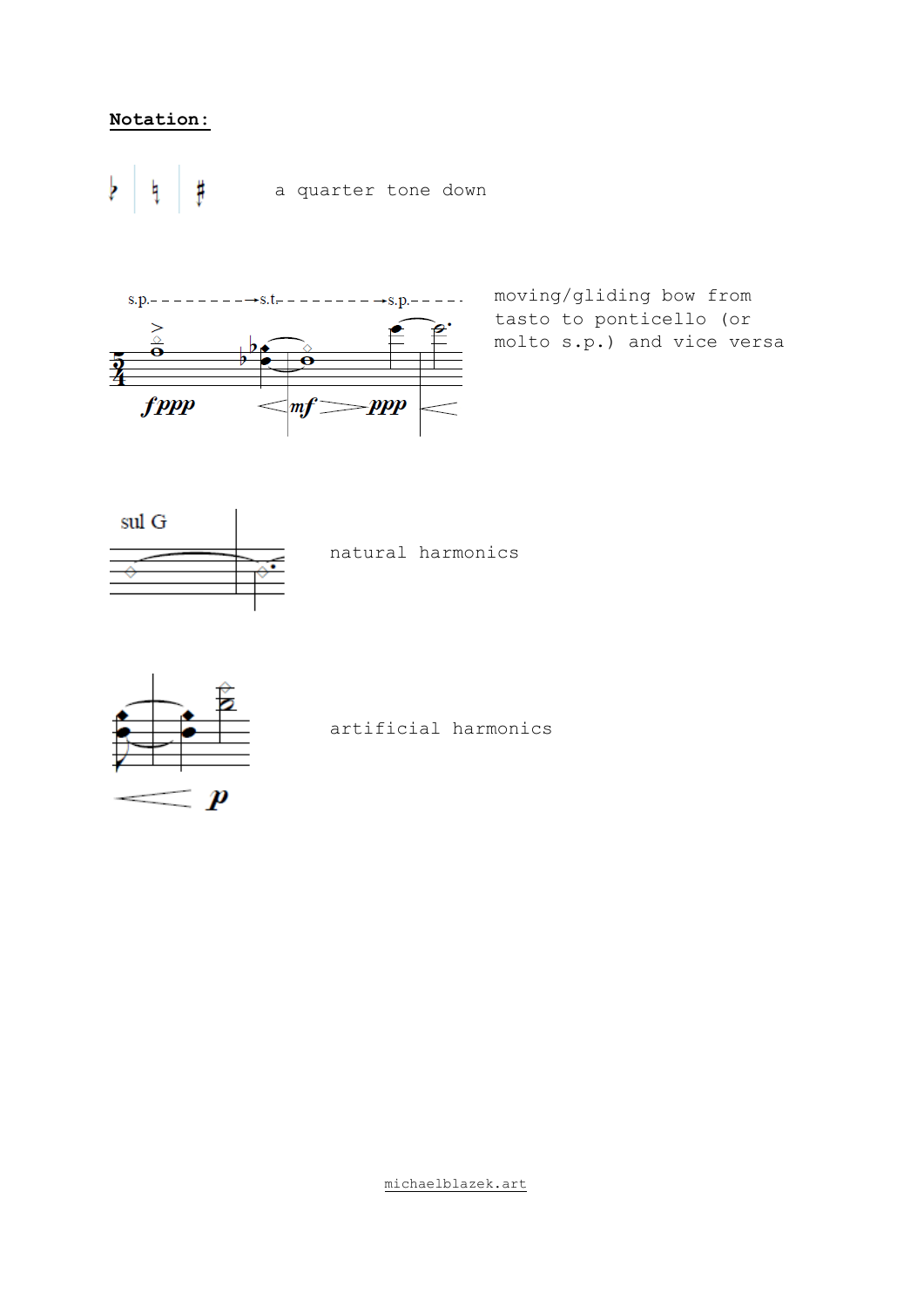**Notation:**

a quarter tone down

moving/gliding bow from tasto to ponticello (or molto s.p.) and vice versa

natural harmonics

artificial harmonics

michaelblazek.art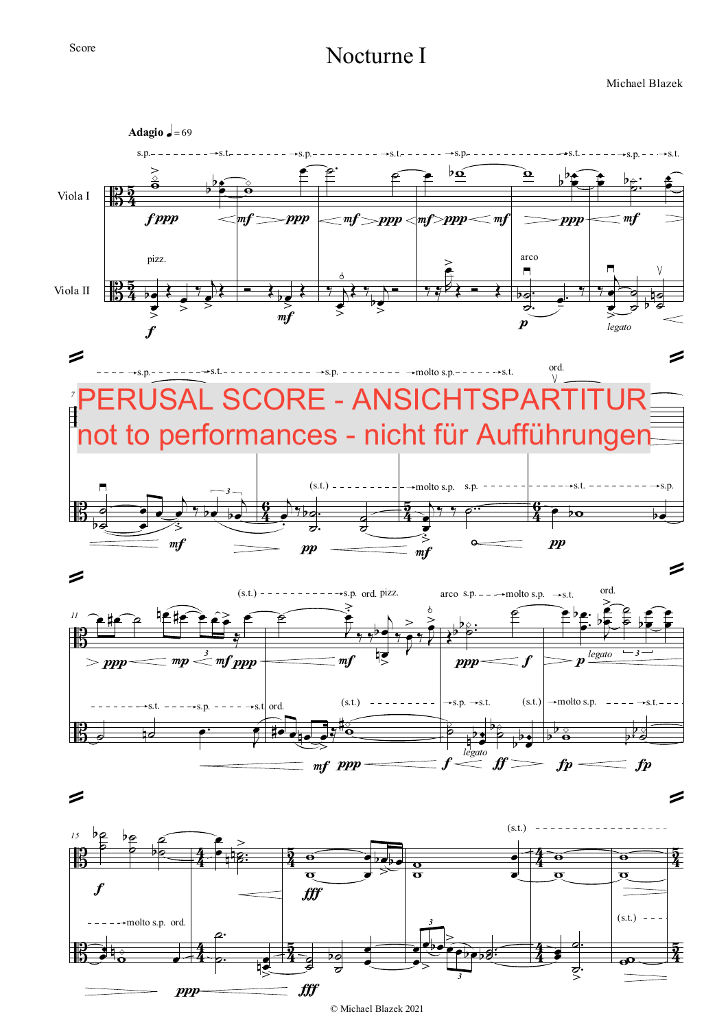Score

# Nocturne I

Michael Blazek

PERUSAL SCORE - ANSICHTSPARTITUR

not to performances - nicht für Aufführungen

© Michael Blazek 2021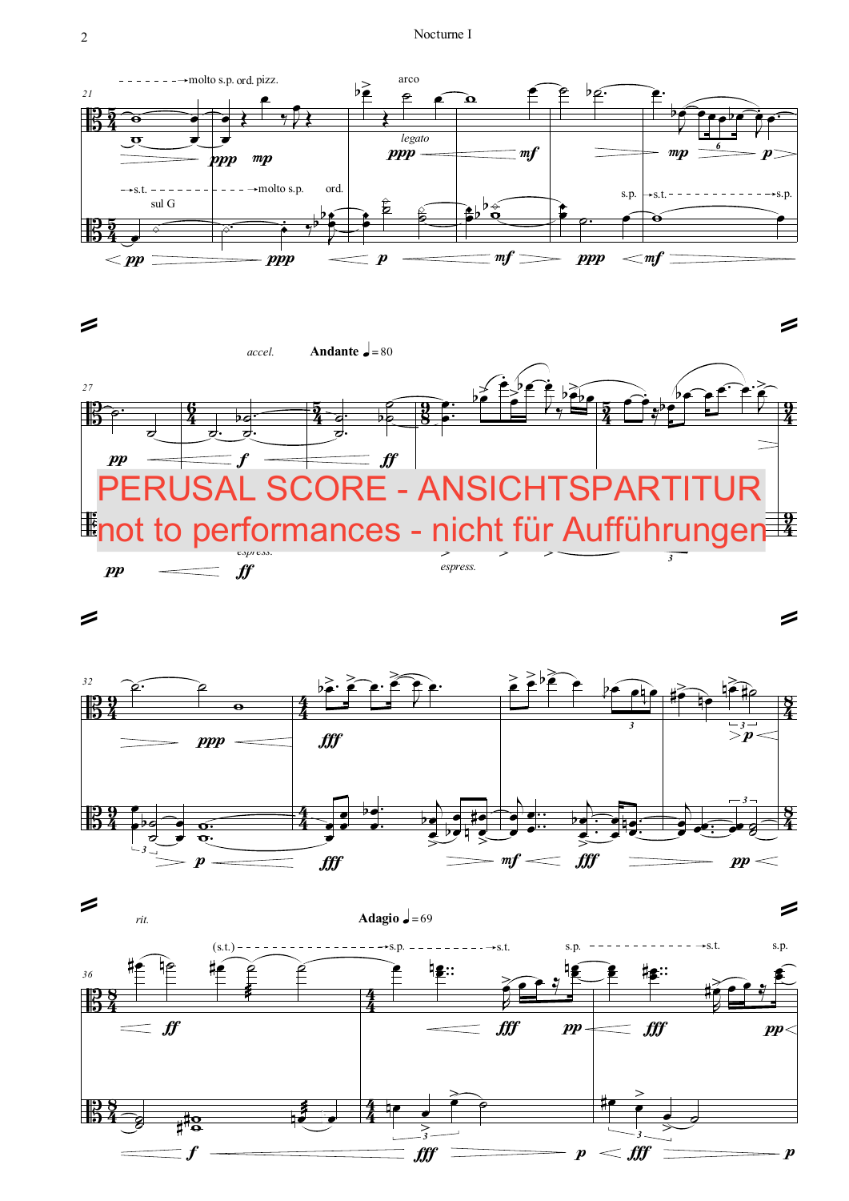PERUSAL SCORE - ANSICHTSPARTITUR

not to performances - nicht für Aufführungen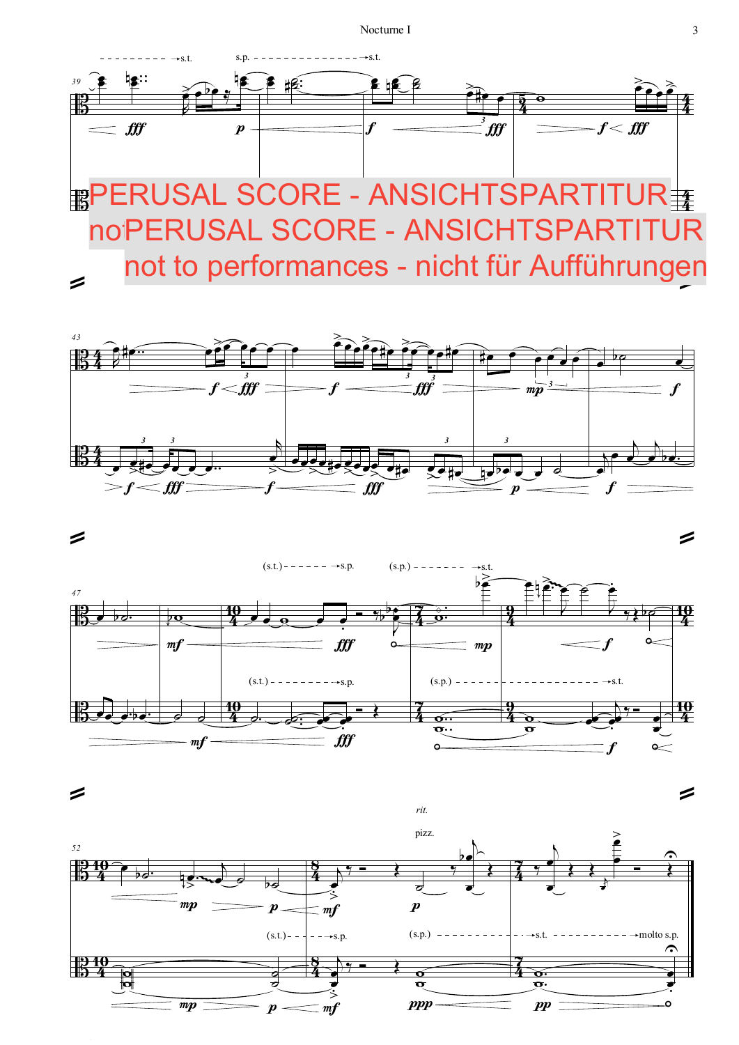PERUSAL SCORE - ANSICHTSPARTITUR

PERUSAL SCORE - ANSICHTSPARTITUR

not to performances - nicht für Aufführungen